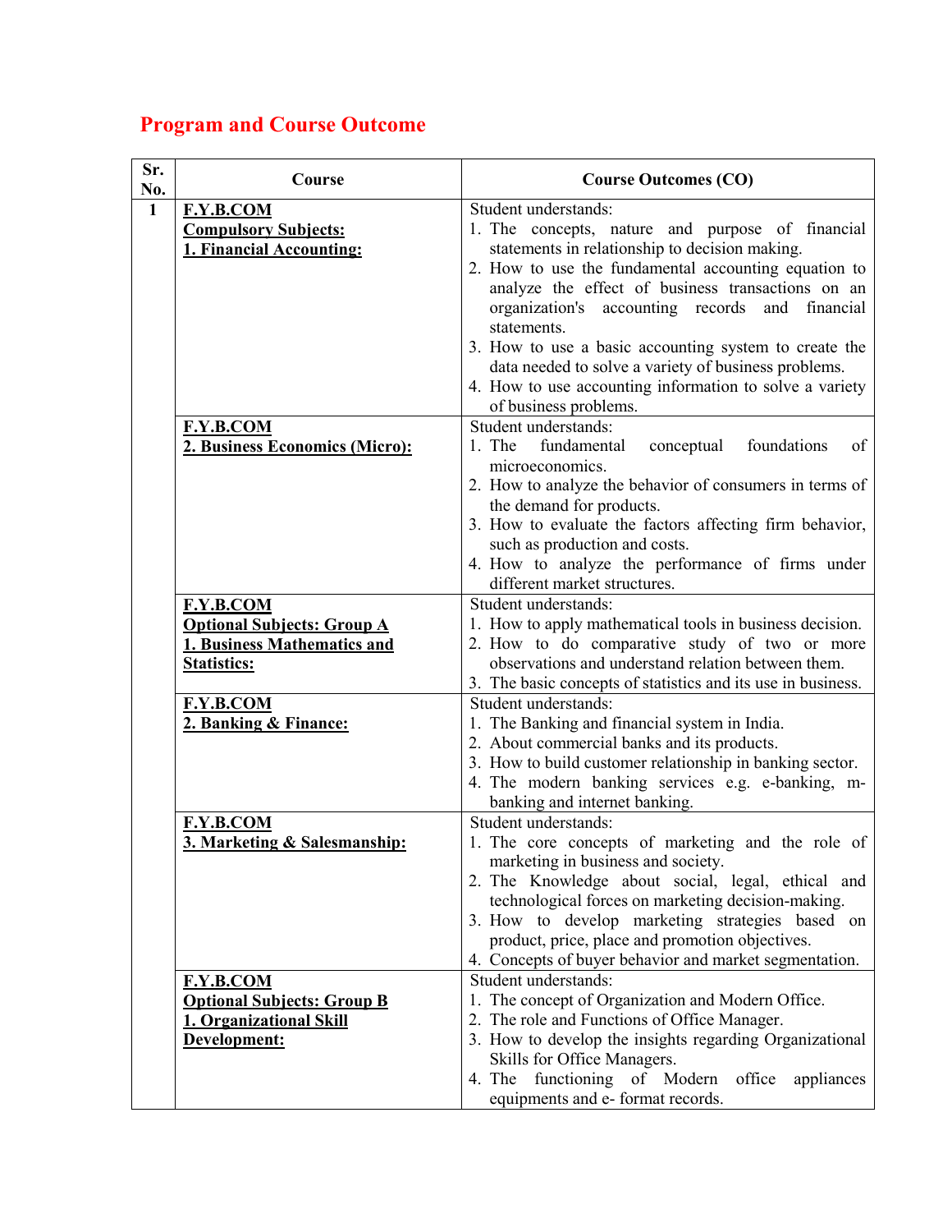# Program and Course Outcome

| Sr. No. | Course | Course Outcomes (CO) |
|---|---|---|
| 1 | **F.Y.B.COM**<br>**Compulsory Subjects:**<br>**1. Financial Accounting:** | Student understands:<br>1. The concepts, nature and purpose of financial statements in relationship to decision making.<br>2. How to use the fundamental accounting equation to analyze the effect of business transactions on an organization's accounting records and financial statements.<br>3. How to use a basic accounting system to create the data needed to solve a variety of business problems.<br>4. How to use accounting information to solve a variety of business problems. |
| | **F.Y.B.COM**<br>**2. Business Economics (Micro):** | Student understands:<br>1. The fundamental conceptual foundations of microeconomics.<br>2. How to analyze the behavior of consumers in terms of the demand for products.<br>3. How to evaluate the factors affecting firm behavior, such as production and costs.<br>4. How to analyze the performance of firms under different market structures. |
| | **F.Y.B.COM**<br>**Optional Subjects: Group A**<br>**1. Business Mathematics and Statistics:** | Student understands:<br>1. How to apply mathematical tools in business decision.<br>2. How to do comparative study of two or more observations and understand relation between them.<br>3. The basic concepts of statistics and its use in business. |
| | **F.Y.B.COM**<br>**2. Banking & Finance:** | Student understands:<br>1. The Banking and financial system in India.<br>2. About commercial banks and its products.<br>3. How to build customer relationship in banking sector.<br>4. The modern banking services e.g. e-banking, m-banking and internet banking. |
| | **F.Y.B.COM**<br>**3. Marketing & Salesmanship:** | Student understands:<br>1. The core concepts of marketing and the role of marketing in business and society.<br>2. The Knowledge about social, legal, ethical and technological forces on marketing decision-making.<br>3. How to develop marketing strategies based on product, price, place and promotion objectives.<br>4. Concepts of buyer behavior and market segmentation. |
| | **F.Y.B.COM**<br>**Optional Subjects: Group B**<br>**1. Organizational Skill Development:** | Student understands:<br>1. The concept of Organization and Modern Office.<br>2. The role and Functions of Office Manager.<br>3. How to develop the insights regarding Organizational Skills for Office Managers.<br>4. The functioning of Modern office appliances equipments and e- format records. |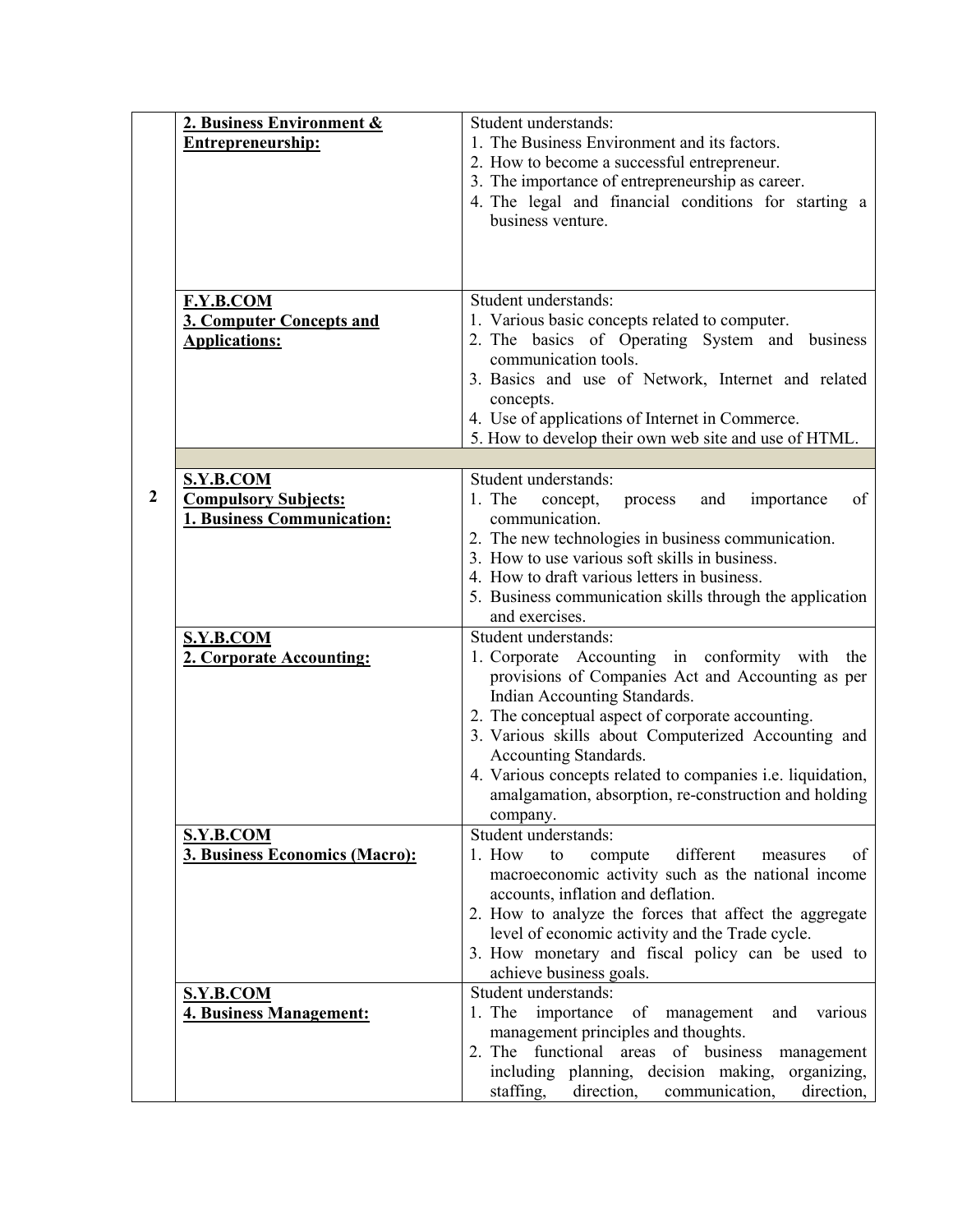| | | |
|---|---|---|
| | **2. Business Environment & Entrepreneurship:** | Student understands:<br>1. The Business Environment and its factors.<br>2. How to become a successful entrepreneur.<br>3. The importance of entrepreneurship as career.<br>4. The legal and financial conditions for starting a business venture. |
| | **F.Y.B.COM**<br>**3. Computer Concepts and Applications:** | Student understands:<br>1. Various basic concepts related to computer.<br>2. The basics of Operating System and business communication tools.<br>3. Basics and use of Network, Internet and related concepts.<br>4. Use of applications of Internet in Commerce.<br>5. How to develop their own web site and use of HTML. |
| | | |
| 2 | **S.Y.B.COM**<br>**Compulsory Subjects:**<br>**1. Business Communication:** | Student understands:<br>1. The concept, process and importance of communication.<br>2. The new technologies in business communication.<br>3. How to use various soft skills in business.<br>4. How to draft various letters in business.<br>5. Business communication skills through the application and exercises. |
| | **S.Y.B.COM**<br>**2. Corporate Accounting:** | Student understands:<br>1. Corporate Accounting in conformity with the provisions of Companies Act and Accounting as per Indian Accounting Standards.<br>2. The conceptual aspect of corporate accounting.<br>3. Various skills about Computerized Accounting and Accounting Standards.<br>4. Various concepts related to companies i.e. liquidation, amalgamation, absorption, re-construction and holding company. |
| | **S.Y.B.COM**<br>**3. Business Economics (Macro):** | Student understands:<br>1. How to compute different measures of macroeconomic activity such as the national income accounts, inflation and deflation.<br>2. How to analyze the forces that affect the aggregate level of economic activity and the Trade cycle.<br>3. How monetary and fiscal policy can be used to achieve business goals. |
| | **S.Y.B.COM**<br>**4. Business Management:** | Student understands:<br>1. The importance of management and various management principles and thoughts.<br>2. The functional areas of business management including planning, decision making, organizing, staffing, direction, communication, direction, |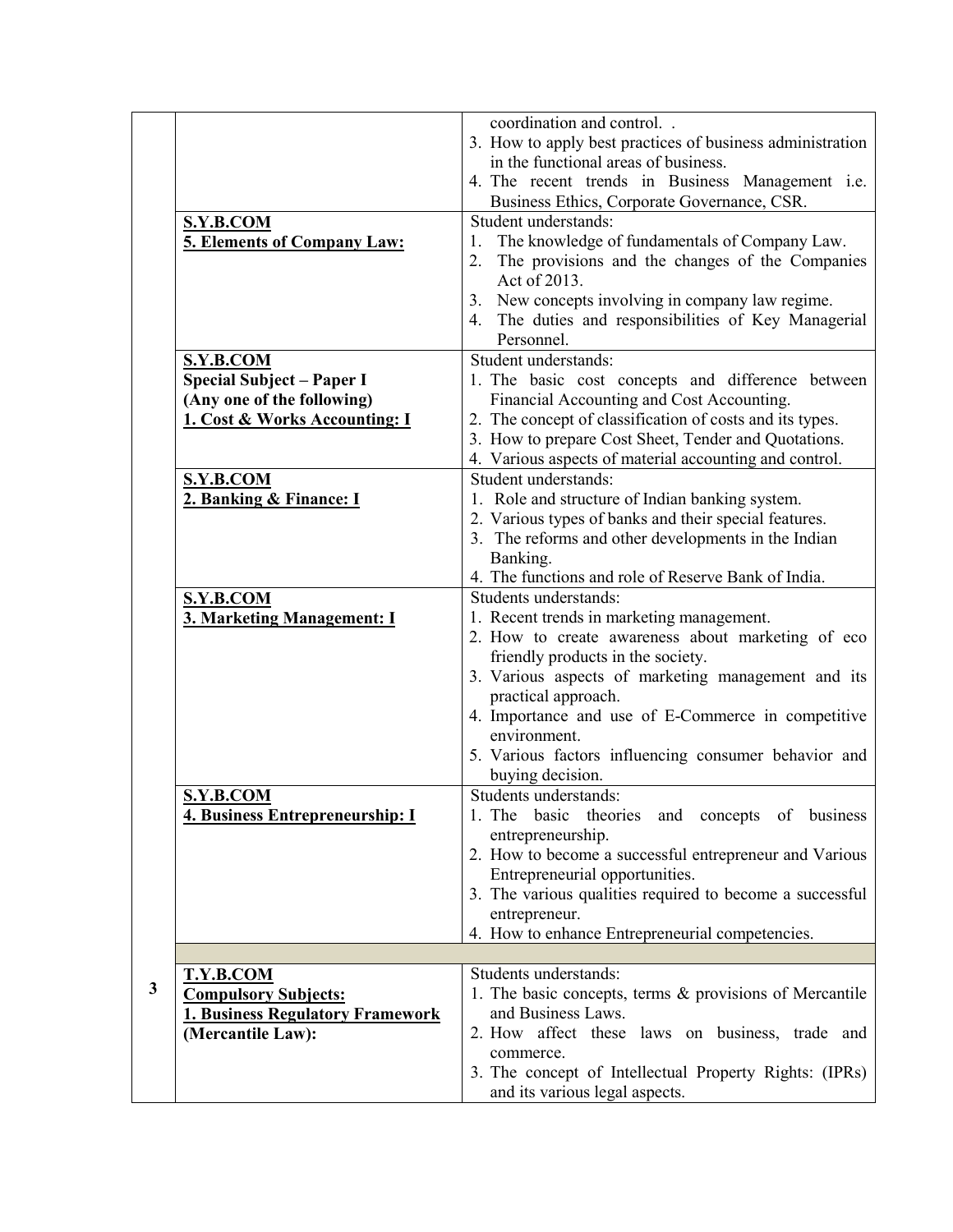| | | |
|---|---|---|
| | | coordination and control. .<br>3. How to apply best practices of business administration in the functional areas of business.<br>4. The recent trends in Business Management i.e. Business Ethics, Corporate Governance, CSR. |
| | **S.Y.B.COM**<br>**5. Elements of Company Law:** | Student understands:<br>1. The knowledge of fundamentals of Company Law.<br>2. The provisions and the changes of the Companies Act of 2013.<br>3. New concepts involving in company law regime.<br>4. The duties and responsibilities of Key Managerial Personnel. |
| | **S.Y.B.COM**<br>**Special Subject – Paper I**<br>**(Any one of the following)**<br>**1. Cost & Works Accounting: I** | Student understands:<br>1. The basic cost concepts and difference between Financial Accounting and Cost Accounting.<br>2. The concept of classification of costs and its types.<br>3. How to prepare Cost Sheet, Tender and Quotations.<br>4. Various aspects of material accounting and control. |
| | **S.Y.B.COM**<br>**2. Banking & Finance: I** | Student understands:<br>1. Role and structure of Indian banking system.<br>2. Various types of banks and their special features.<br>3. The reforms and other developments in the Indian Banking.<br>4. The functions and role of Reserve Bank of India. |
| | **S.Y.B.COM**<br>**3. Marketing Management: I** | Students understands:<br>1. Recent trends in marketing management.<br>2. How to create awareness about marketing of eco friendly products in the society.<br>3. Various aspects of marketing management and its practical approach.<br>4. Importance and use of E-Commerce in competitive environment.<br>5. Various factors influencing consumer behavior and buying decision. |
| | **S.Y.B.COM**<br>**4. Business Entrepreneurship: I** | Students understands:<br>1. The basic theories and concepts of business entrepreneurship.<br>2. How to become a successful entrepreneur and Various Entrepreneurial opportunities.<br>3. The various qualities required to become a successful entrepreneur.<br>4. How to enhance Entrepreneurial competencies. |
| | | |
| **3** | **T.Y.B.COM**<br>**Compulsory Subjects:**<br>**1. Business Regulatory Framework (Mercantile Law):** | Students understands:<br>1. The basic concepts, terms & provisions of Mercantile and Business Laws.<br>2. How affect these laws on business, trade and commerce.<br>3. The concept of Intellectual Property Rights: (IPRs) and its various legal aspects. |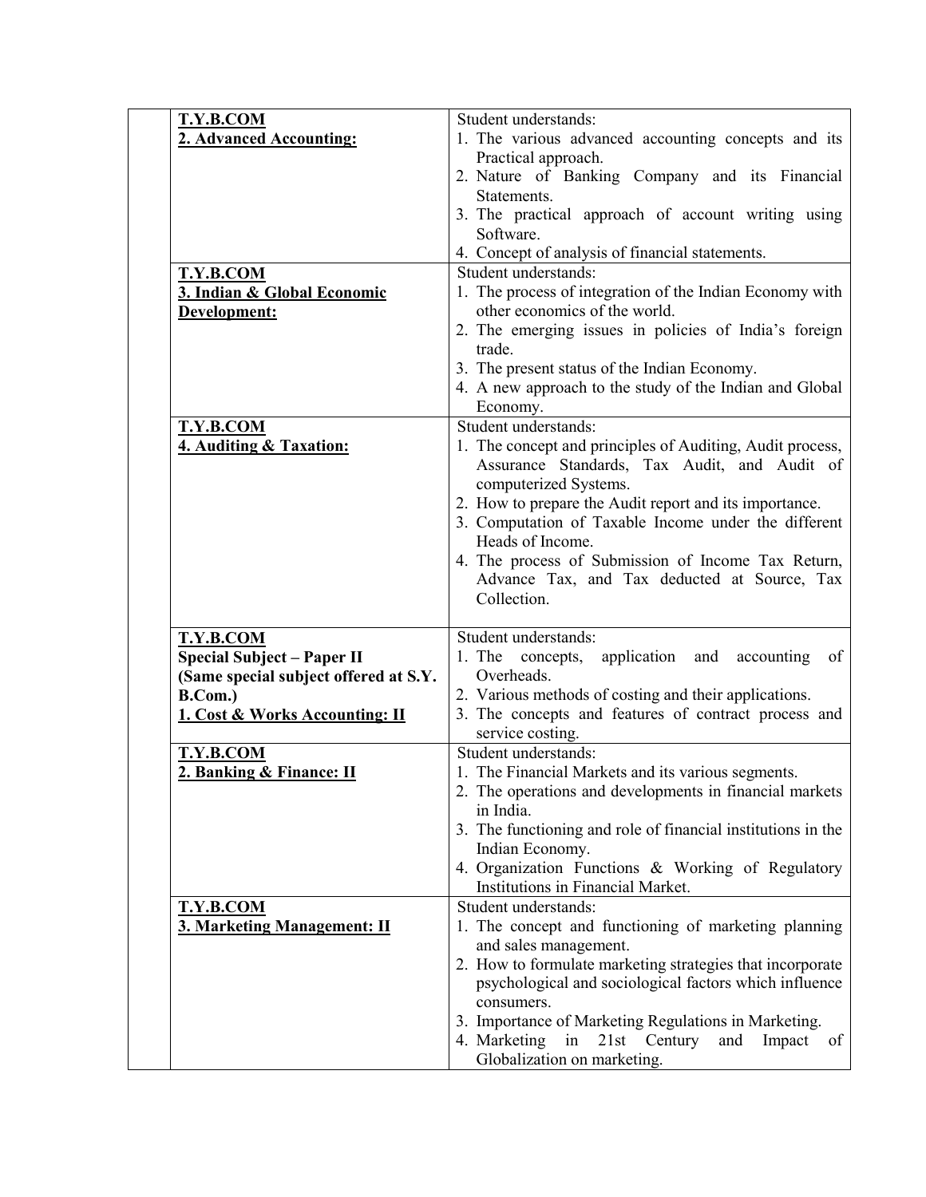| | | |
|---|---|---|
| | **T.Y.B.COM**<br>**2. Advanced Accounting:** | Student understands:<br>1. The various advanced accounting concepts and its Practical approach.<br>2. Nature of Banking Company and its Financial Statements.<br>3. The practical approach of account writing using Software.<br>4. Concept of analysis of financial statements. |
| | **T.Y.B.COM**<br>**3. Indian & Global Economic Development:** | Student understands:<br>1. The process of integration of the Indian Economy with other economics of the world.<br>2. The emerging issues in policies of India's foreign trade.<br>3. The present status of the Indian Economy.<br>4. A new approach to the study of the Indian and Global Economy. |
| | **T.Y.B.COM**<br>**4. Auditing & Taxation:** | Student understands:<br>1. The concept and principles of Auditing, Audit process, Assurance Standards, Tax Audit, and Audit of computerized Systems.<br>2. How to prepare the Audit report and its importance.<br>3. Computation of Taxable Income under the different Heads of Income.<br>4. The process of Submission of Income Tax Return, Advance Tax, and Tax deducted at Source, Tax Collection. |
| | **T.Y.B.COM**<br>**Special Subject – Paper II**<br>**(Same special subject offered at S.Y. B.Com.)**<br>**1. Cost & Works Accounting: II** | Student understands:<br>1. The concepts, application and accounting of Overheads.<br>2. Various methods of costing and their applications.<br>3. The concepts and features of contract process and service costing. |
| | **T.Y.B.COM**<br>**2. Banking & Finance: II** | Student understands:<br>1. The Financial Markets and its various segments.<br>2. The operations and developments in financial markets in India.<br>3. The functioning and role of financial institutions in the Indian Economy.<br>4. Organization Functions & Working of Regulatory Institutions in Financial Market. |
| | **T.Y.B.COM**<br>**3. Marketing Management: II** | Student understands:<br>1. The concept and functioning of marketing planning and sales management.<br>2. How to formulate marketing strategies that incorporate psychological and sociological factors which influence consumers.<br>3. Importance of Marketing Regulations in Marketing.<br>4. Marketing in 21st Century and Impact of Globalization on marketing. |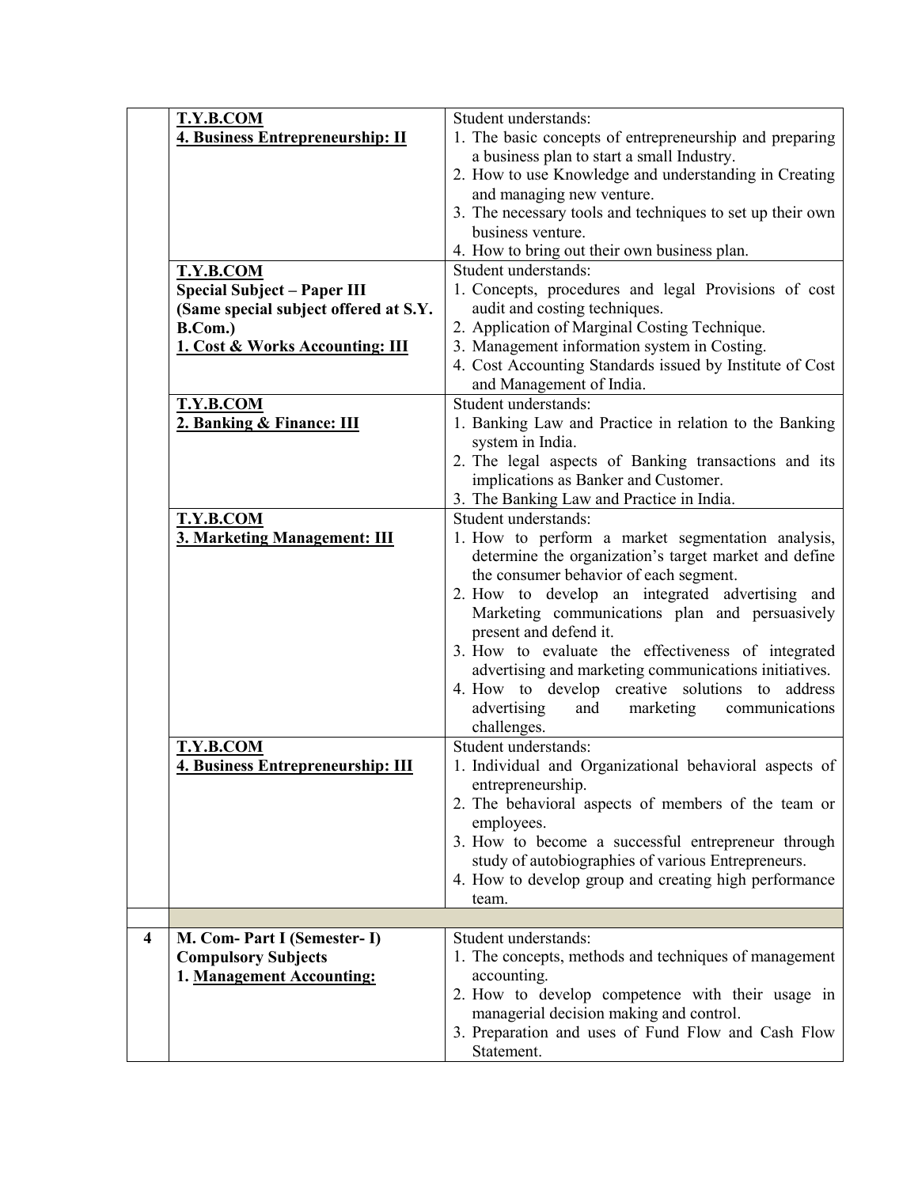| | | |
|---|---|---|
| | **T.Y.B.COM**<br>**4. Business Entrepreneurship: II** | Student understands:<br>1. The basic concepts of entrepreneurship and preparing a business plan to start a small Industry.<br>2. How to use Knowledge and understanding in Creating and managing new venture.<br>3. The necessary tools and techniques to set up their own business venture.<br>4. How to bring out their own business plan. |
| | **T.Y.B.COM**<br>**Special Subject – Paper III**<br>**(Same special subject offered at S.Y. B.Com.)**<br>**1. Cost & Works Accounting: III** | Student understands:<br>1. Concepts, procedures and legal Provisions of cost audit and costing techniques.<br>2. Application of Marginal Costing Technique.<br>3. Management information system in Costing.<br>4. Cost Accounting Standards issued by Institute of Cost and Management of India. |
| | **T.Y.B.COM**<br>**2. Banking & Finance: III** | Student understands:<br>1. Banking Law and Practice in relation to the Banking system in India.<br>2. The legal aspects of Banking transactions and its implications as Banker and Customer.<br>3. The Banking Law and Practice in India. |
| | **T.Y.B.COM**<br>**3. Marketing Management: III** | Student understands:<br>1. How to perform a market segmentation analysis, determine the organization's target market and define the consumer behavior of each segment.<br>2. How to develop an integrated advertising and Marketing communications plan and persuasively present and defend it.<br>3. How to evaluate the effectiveness of integrated advertising and marketing communications initiatives.<br>4. How to develop creative solutions to address advertising and marketing communications challenges. |
| | **T.Y.B.COM**<br>**4. Business Entrepreneurship: III** | Student understands:<br>1. Individual and Organizational behavioral aspects of entrepreneurship.<br>2. The behavioral aspects of members of the team or employees.<br>3. How to become a successful entrepreneur through study of autobiographies of various Entrepreneurs.<br>4. How to develop group and creating high performance team. |
| | | |
| **4** | **M. Com- Part I (Semester- I)**<br>**Compulsory Subjects**<br>**1. Management Accounting:** | Student understands:<br>1. The concepts, methods and techniques of management accounting.<br>2. How to develop competence with their usage in managerial decision making and control.<br>3. Preparation and uses of Fund Flow and Cash Flow Statement. |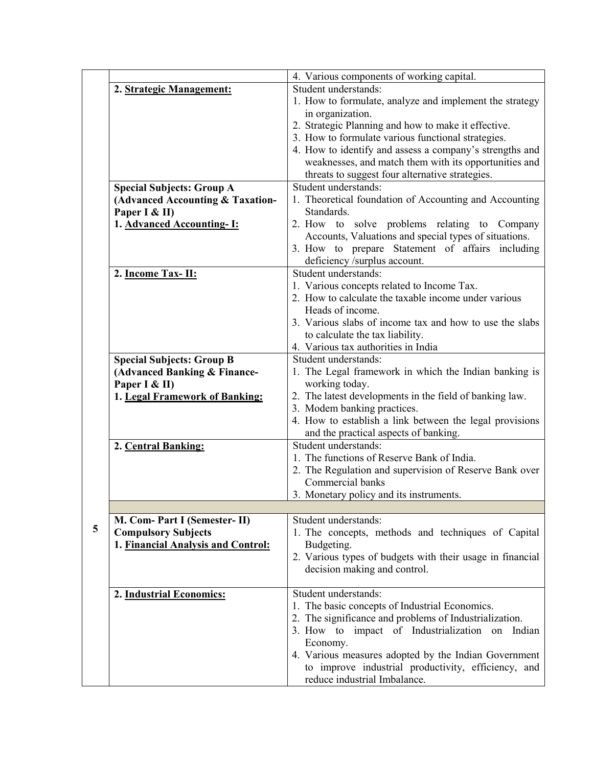| | | |
|---|---|---|
| | | 4. Various components of working capital. |
| | 2. **Strategic Management:** | Student understands:<br>1. How to formulate, analyze and implement the strategy in organization.<br>2. Strategic Planning and how to make it effective.<br>3. How to formulate various functional strategies.<br>4. How to identify and assess a company's strengths and weaknesses, and match them with its opportunities and threats to suggest four alternative strategies. |
| | **Special Subjects: Group A (Advanced Accounting & Taxation-Paper I & II)**<br>**1. Advanced Accounting- I:** | Student understands:<br>1. Theoretical foundation of Accounting and Accounting Standards.<br>2. How to solve problems relating to Company Accounts, Valuations and special types of situations.<br>3. How to prepare Statement of affairs including deficiency /surplus account. |
| | **2. Income Tax- II:** | Student understands:<br>1. Various concepts related to Income Tax.<br>2. How to calculate the taxable income under various Heads of income.<br>3. Various slabs of income tax and how to use the slabs to calculate the tax liability.<br>4. Various tax authorities in India |
| | **Special Subjects: Group B (Advanced Banking & Finance-Paper I & II)**<br>**1. Legal Framework of Banking:** | Student understands:<br>1. The Legal framework in which the Indian banking is working today.<br>2. The latest developments in the field of banking law.<br>3. Modem banking practices.<br>4. How to establish a link between the legal provisions and the practical aspects of banking. |
| | **2. Central Banking:** | Student understands:<br>1. The functions of Reserve Bank of India.<br>2. The Regulation and supervision of Reserve Bank over Commercial banks<br>3. Monetary policy and its instruments. |
| | | |
| 5 | **M. Com- Part I (Semester- II)**<br>**Compulsory Subjects**<br>**1. Financial Analysis and Control:** | Student understands:<br>1. The concepts, methods and techniques of Capital Budgeting.<br>2. Various types of budgets with their usage in financial decision making and control. |
| | **2. Industrial Economics:** | Student understands:<br>1. The basic concepts of Industrial Economics.<br>2. The significance and problems of Industrialization.<br>3. How to impact of Industrialization on Indian Economy.<br>4. Various measures adopted by the Indian Government to improve industrial productivity, efficiency, and reduce industrial Imbalance. |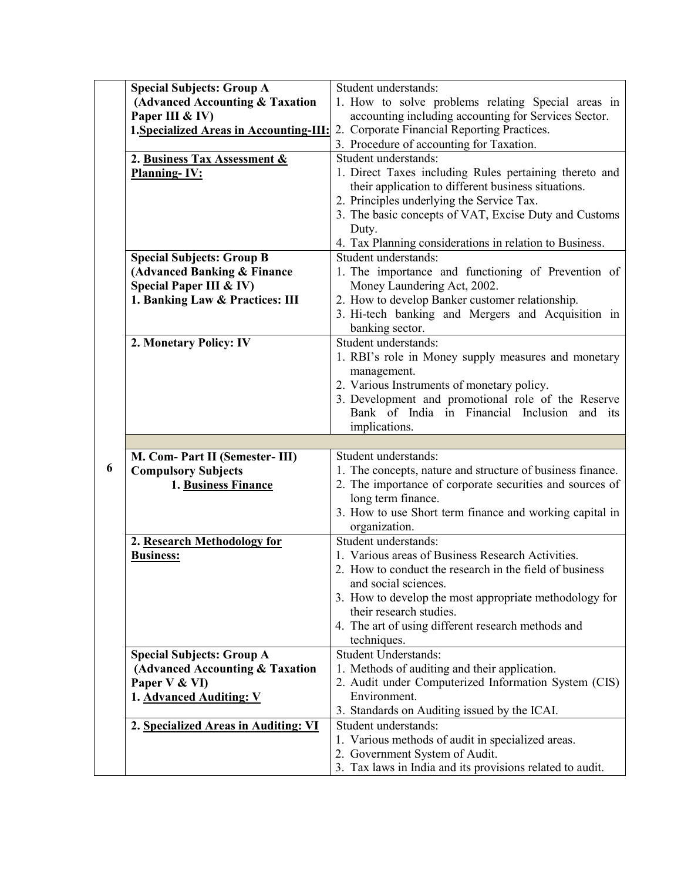| | | |
|---|---|---|
| | **Special Subjects: Group A (Advanced Accounting & Taxation Paper III & IV)**<br>**1. Specialized Areas in Accounting-III:** | Student understands:<br>1. How to solve problems relating Special areas in accounting including accounting for Services Sector.<br>2. Corporate Financial Reporting Practices.<br>3. Procedure of accounting for Taxation. |
| | **2. Business Tax Assessment & Planning- IV:** | Student understands:<br>1. Direct Taxes including Rules pertaining thereto and their application to different business situations.<br>2. Principles underlying the Service Tax.<br>3. The basic concepts of VAT, Excise Duty and Customs Duty.<br>4. Tax Planning considerations in relation to Business. |
| | **Special Subjects: Group B (Advanced Banking & Finance Special Paper III & IV)**<br>**1. Banking Law & Practices: III** | Student understands:<br>1. The importance and functioning of Prevention of Money Laundering Act, 2002.<br>2. How to develop Banker customer relationship.<br>3. Hi-tech banking and Mergers and Acquisition in banking sector. |
| | **2. Monetary Policy: IV** | Student understands:<br>1. RBI's role in Money supply measures and monetary management.<br>2. Various Instruments of monetary policy.<br>3. Development and promotional role of the Reserve Bank of India in Financial Inclusion and its implications. |
| | | |
| **6** | **M. Com- Part II (Semester- III)**<br>**Compulsory Subjects**<br>**1. Business Finance** | Student understands:<br>1. The concepts, nature and structure of business finance.<br>2. The importance of corporate securities and sources of long term finance.<br>3. How to use Short term finance and working capital in organization. |
| | **2. Research Methodology for Business:** | Student understands:<br>1. Various areas of Business Research Activities.<br>2. How to conduct the research in the field of business and social sciences.<br>3. How to develop the most appropriate methodology for their research studies.<br>4. The art of using different research methods and techniques. |
| | **Special Subjects: Group A (Advanced Accounting & Taxation Paper V & VI)**<br>**1. Advanced Auditing: V** | Student Understands:<br>1. Methods of auditing and their application.<br>2. Audit under Computerized Information System (CIS) Environment.<br>3. Standards on Auditing issued by the ICAI. |
| | **2. Specialized Areas in Auditing: VI** | Student understands:<br>1. Various methods of audit in specialized areas.<br>2. Government System of Audit.<br>3. Tax laws in India and its provisions related to audit. |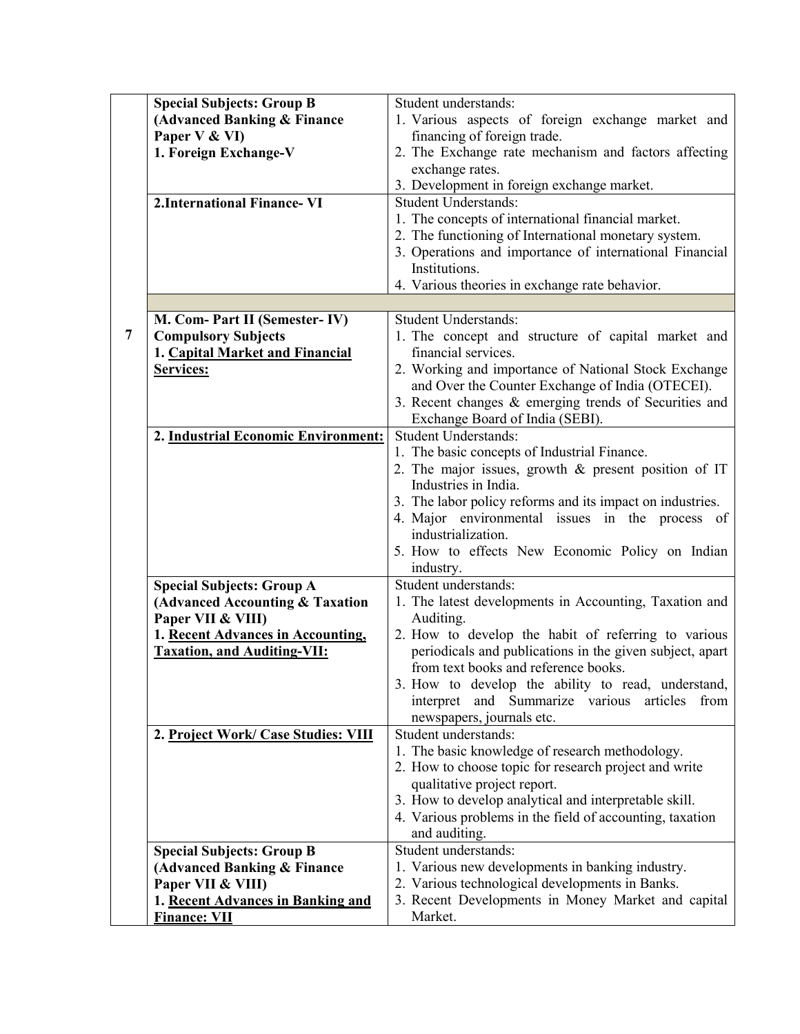| | | |
|---|---|---|
| | **Special Subjects: Group B (Advanced Banking & Finance Paper V & VI)**<br>**1. Foreign Exchange-V** | Student understands:<br>1. Various aspects of foreign exchange market and financing of foreign trade.<br>2. The Exchange rate mechanism and factors affecting exchange rates.<br>3. Development in foreign exchange market. |
| | **2.International Finance- VI** | Student Understands:<br>1. The concepts of international financial market.<br>2. The functioning of International monetary system.<br>3. Operations and importance of international Financial Institutions.<br>4. Various theories in exchange rate behavior. |
| | | |
| **7** | **M. Com- Part II (Semester- IV)**<br>**Compulsory Subjects**<br>**1. <u>Capital Market and Financial Services:</u>** | Student Understands:<br>1. The concept and structure of capital market and financial services.<br>2. Working and importance of National Stock Exchange and Over the Counter Exchange of India (OTECEI).<br>3. Recent changes & emerging trends of Securities and Exchange Board of India (SEBI). |
| | **2. <u>Industrial Economic Environment:</u>** | Student Understands:<br>1. The basic concepts of Industrial Finance.<br>2. The major issues, growth & present position of IT Industries in India.<br>3. The labor policy reforms and its impact on industries.<br>4. Major environmental issues in the process of industrialization.<br>5. How to effects New Economic Policy on Indian industry. |
| | **Special Subjects: Group A (Advanced Accounting & Taxation Paper VII & VIII)**<br>**1. <u>Recent Advances in Accounting, Taxation, and Auditing-VII:</u>** | Student understands:<br>1. The latest developments in Accounting, Taxation and Auditing.<br>2. How to develop the habit of referring to various periodicals and publications in the given subject, apart from text books and reference books.<br>3. How to develop the ability to read, understand, interpret and Summarize various articles from newspapers, journals etc. |
| | **2. <u>Project Work/ Case Studies: VIII</u>** | Student understands:<br>1. The basic knowledge of research methodology.<br>2. How to choose topic for research project and write qualitative project report.<br>3. How to develop analytical and interpretable skill.<br>4. Various problems in the field of accounting, taxation and auditing. |
| | **Special Subjects: Group B (Advanced Banking & Finance Paper VII & VIII)**<br>**1. <u>Recent Advances in Banking and Finance: VII</u>** | Student understands:<br>1. Various new developments in banking industry.<br>2. Various technological developments in Banks.<br>3. Recent Developments in Money Market and capital Market. |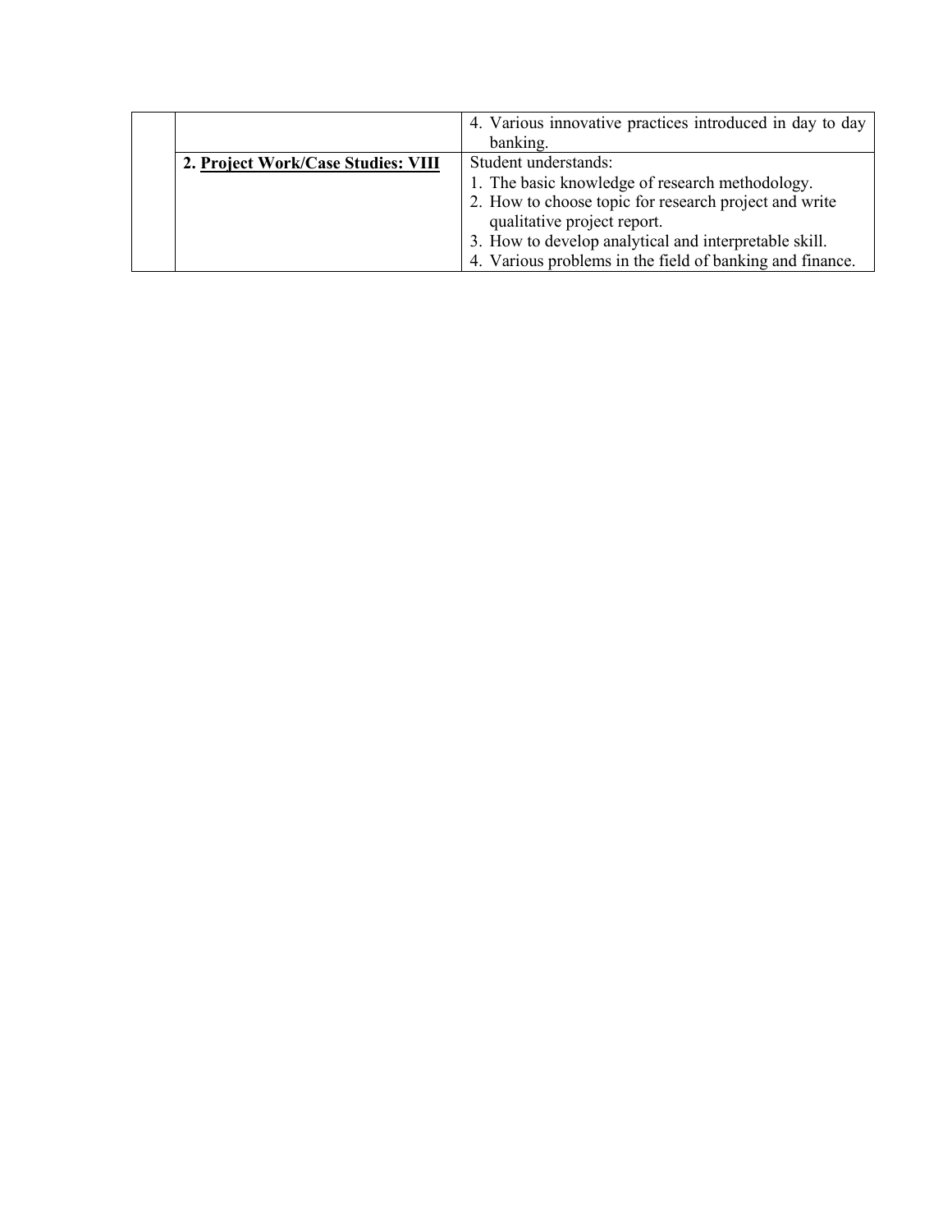| | | |
|---|---|---|
| | | 4. Various innovative practices introduced in day to day banking. |
| | **2. <u>Project Work/Case Studies: VIII</u>** | Student understands:<br>1. The basic knowledge of research methodology.<br>2. How to choose topic for research project and write qualitative project report.<br>3. How to develop analytical and interpretable skill.<br>4. Various problems in the field of banking and finance. |